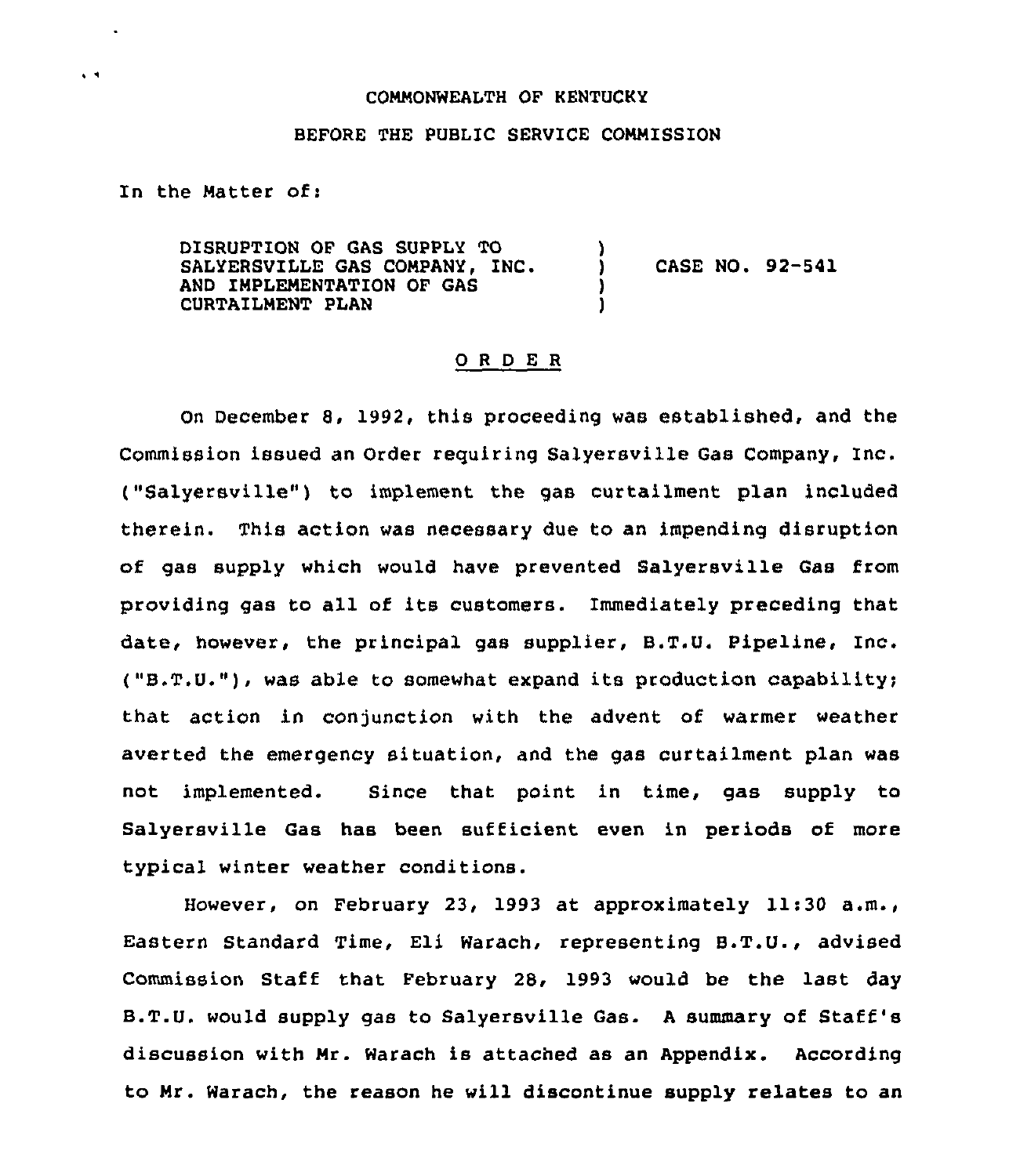COMMONWEALTH OF KENTUCKY

BEFORE THE PUBLIC SERVICE COMMISSION

In the Matter of:

| | | |
|---|---|---|
| DISRUPTION OF GAS SUPPLY TO SALYERSVILLE GAS COMPANY, INC. AND IMPLEMENTATION OF GAS CURTAILMENT PLAN | ) ) ) ) | CASE NO. 92-541 |

## O R D E R

On December 8, 1992, this proceeding was established, and the Commission issued an Order requiring Salyersville Gas Company, Inc. ("Salyersville") to implement the gas curtailment plan included therein. This action was necessary due to an impending disruption of gas supply which would have prevented Salyersville Gas from providing gas to all of its customers. Immediately preceding that date, however, the principal gas supplier, B.T.U. Pipeline, Inc. ("B.T.U."), was able to somewhat expand its production capability; that action in conjunction with the advent of warmer weather averted the emergency situation, and the gas curtailment plan was not implemented. Since that point in time, gas supply to Salyersville Gas has been sufficient even in periods of more typical winter weather conditions.

However, on February 23, 1993 at approximately 11:30 a.m., Eastern Standard Time, Eli Warach, representing B.T.U., advised Commission Staff that February 28, 1993 would be the last day B.T.U. would supply gas to Salyersville Gas. A summary of Staff's discussion with Mr. Warach is attached as an Appendix. According to Mr. Warach, the reason he will discontinue supply relates to an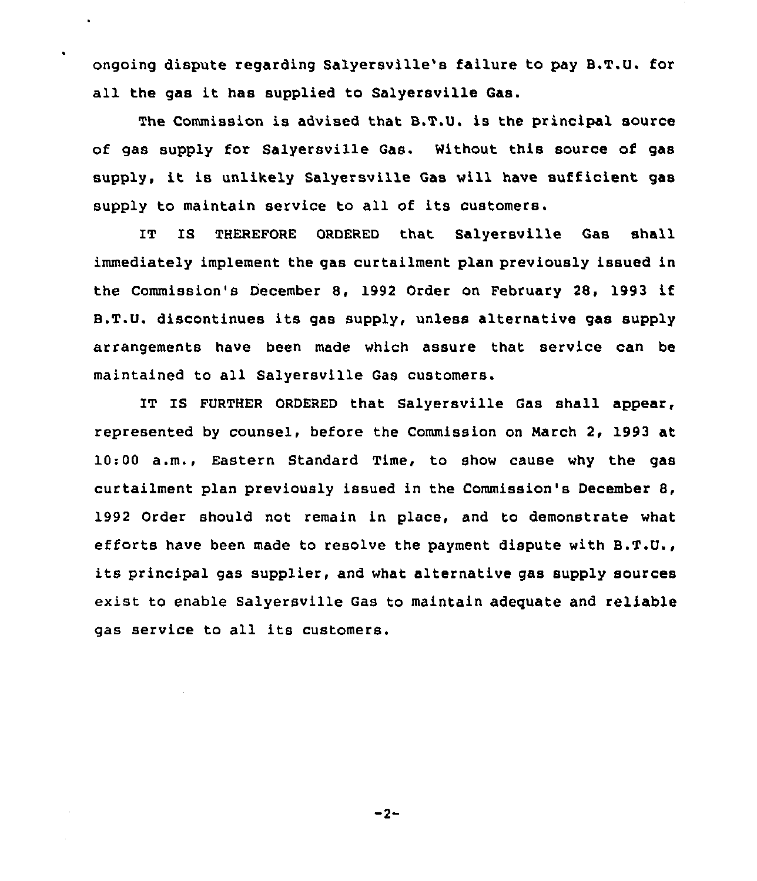ongoing dispute regarding Salyersville's failure to pay B.T.U. for all the gas it has supplied to Salyersville Gas.

The Commission is advised that B.T.U. is the principal source of gas supply for Salyersville Gas. Without this source of gas supply, it is unlikely Salyersville Gas will have sufficient gas supply to maintain service to all of its customers.

IT IS THEREFORE ORDERED that Salyersville Gas shall immediately implement the gas curtailment plan previously issued in the Commission's December 8, 1992 Order on February 28, 1993 if B.T.U. discontinues its gas supply, unless alternative gas supply arrangements have been made which assure that service can be maintained to all Salyersville Gas customers.

IT IS FURTHER ORDERED that Salyersville Gas shall appear, represented by counsel, before the Commission on March 2, 1993 at 10:00 a.m., Eastern Standard Time, to show cause why the gas curtailment plan previously issued in the Commission's December 8, 1992 Order should not remain in place, and to demonstrate what efforts have been made to resolve the payment dispute with B.T.U., its principal gas supplier, and what alternative gas supply sources exist to enable Salyersville Gas to maintain adequate and reliable gas service to all its customers.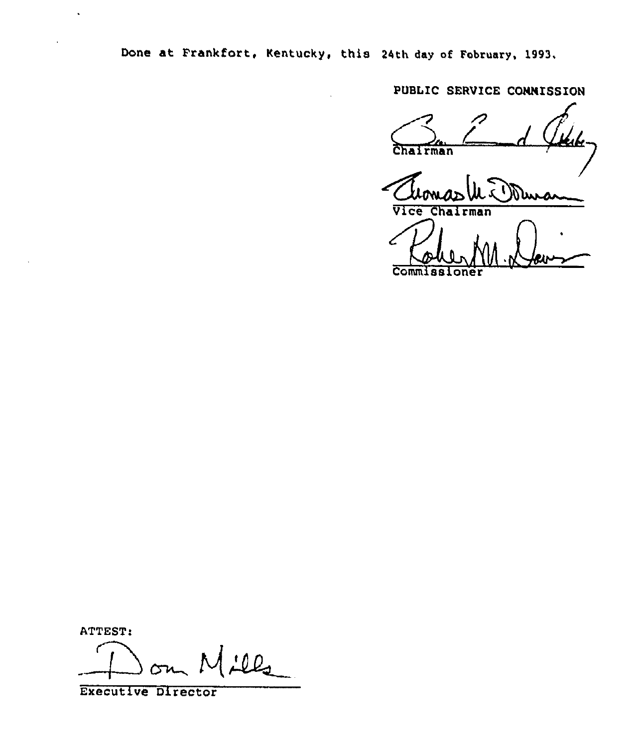Done at Frankfort, Kentucky, this 24th day of February, 1993.

PUBLIC SERVICE COMMISSION

Chairman

Vice Chairman

Commissioner

ATTEST:

Executive Director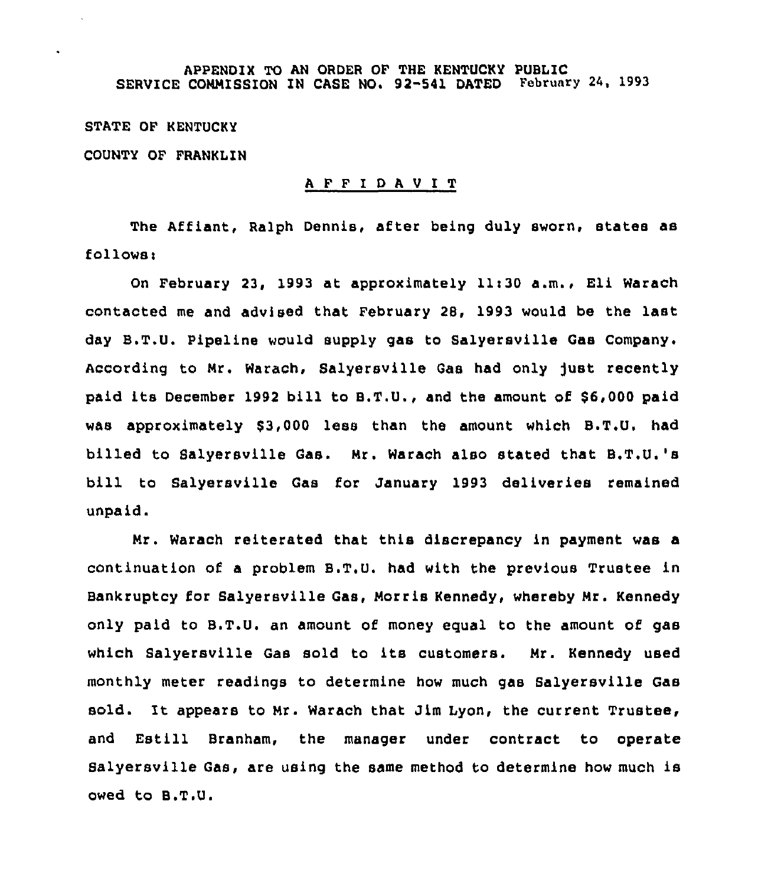APPENDIX TO AN ORDER OF THE KENTUCKY PUBLIC SERVICE COMMISSION IN CASE NO. 92-541 DATED February 24, 1993

STATE OF KENTUCKY

COUNTY OF FRANKLIN

# AFFIDAVIT

The Affiant, Ralph Dennis, after being duly sworn, states as follows:

On February 23, 1993 at approximately 11:30 a.m., Eli Warach contacted me and advised that February 28, 1993 would be the last day B.T.U. Pipeline would supply gas to Salyersville Gas Company. According to Mr. Warach, Salyersville Gas had only just recently paid its December 1992 bill to B.T.U., and the amount of $6,000 paid was approximately $3,000 less than the amount which B.T.U. had billed to Salyersville Gas. Mr. Warach also stated that B.T.U.'s bill to Salyersville Gas for January 1993 deliveries remained unpaid.

Mr. Warach reiterated that this discrepancy in payment was a continuation of a problem B.T.U. had with the previous Trustee in Bankruptcy for Salyersville Gas, Morris Kennedy, whereby Mr. Kennedy only paid to B.T.U. an amount of money equal to the amount of gas which Salyersville Gas sold to its customers. Mr. Kennedy used monthly meter readings to determine how much gas Salyersville Gas sold. It appears to Mr. Warach that Jim Lyon, the current Trustee, and Estill Branham, the manager under contract to operate Salyersville Gas, are using the same method to determine how much is owed to B.T.U.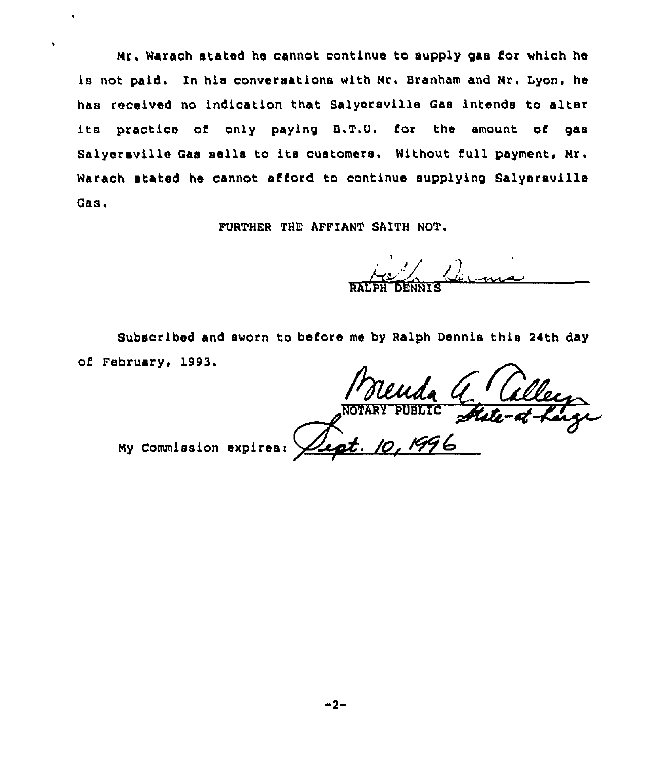Mr. Warach stated he cannot continue to supply gas for which he is not paid. In his conversations with Mr. Branham and Mr. Lyon, he has received no indication that Salyersville Gas intends to alter its practice of only paying B.T.U. for the amount of gas Salyersville Gas sells to its customers. Without full payment, Mr. Warach stated he cannot afford to continue supplying Salyersville Gas.

FURTHER THE AFFIANT SAITH NOT.

RALPH DENNIS

Subscribed and sworn to before me by Ralph Dennis this 24th day of February, 1993.

NOTARY PUBLIC State-at-Large

My Commission expires: Sept. 10, 1996